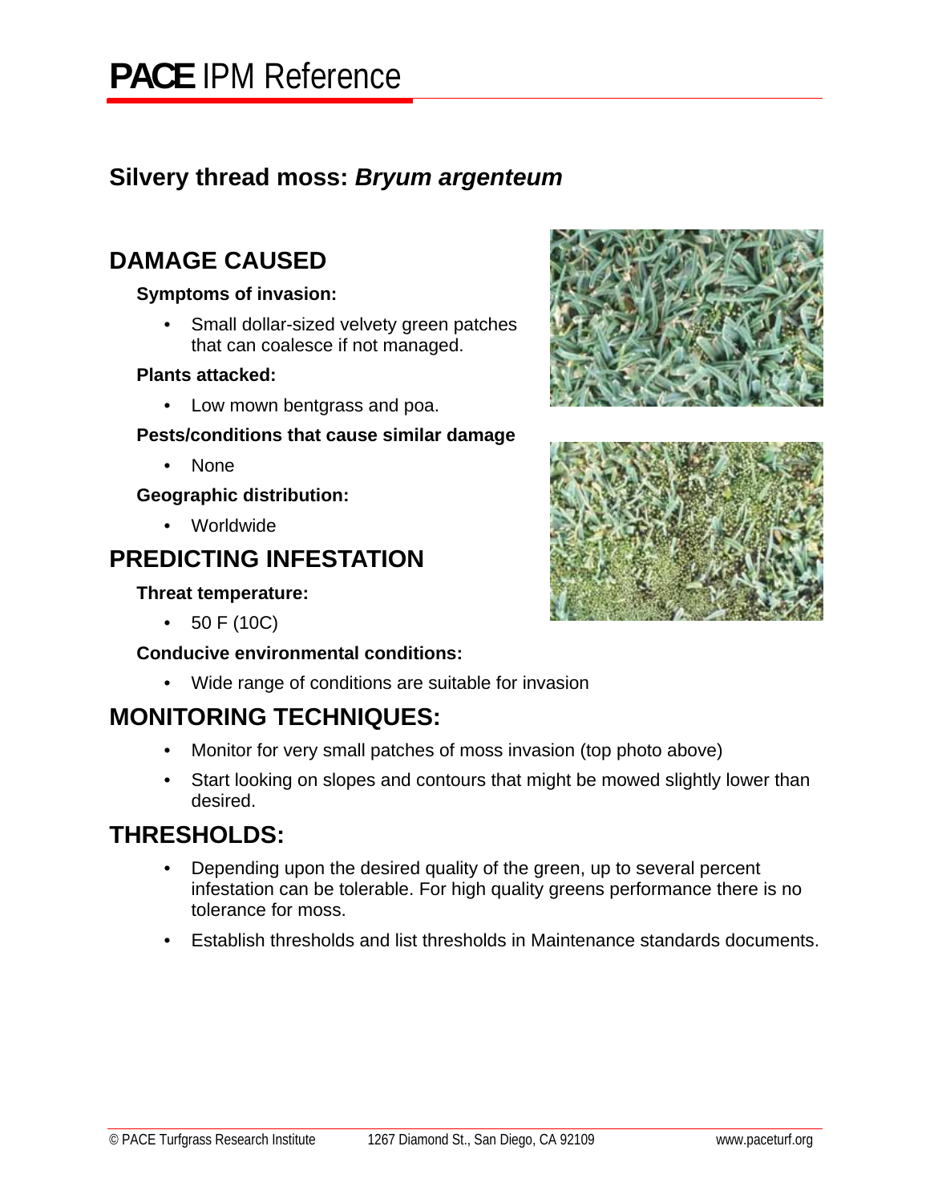# **PACE** IPM Reference

## Silvery thread moss: ***Bryum argenteum***

## DAMAGE CAUSED

**Symptoms of invasion:**

- Small dollar-sized velvety green patches that can coalesce if not managed.

**Plants attacked:**

- Low mown bentgrass and poa.

**Pests/conditions that cause similar damage**

- None

**Geographic distribution:**

- Worldwide

## PREDICTING INFESTATION

**Threat temperature:**

- 50 F (10C)

**Conducive environmental conditions:**

- Wide range of conditions are suitable for invasion

## MONITORING TECHNIQUES:

- Monitor for very small patches of moss invasion (top photo above)
- Start looking on slopes and contours that might be mowed slightly lower than desired.

## THRESHOLDS:

- Depending upon the desired quality of the green, up to several percent infestation can be tolerable. For high quality greens performance there is no tolerance for moss.
- Establish thresholds and list thresholds in Maintenance standards documents.

© PACE Turfgrass Research Institute 1267 Diamond St., San Diego, CA 92109 www.paceturf.org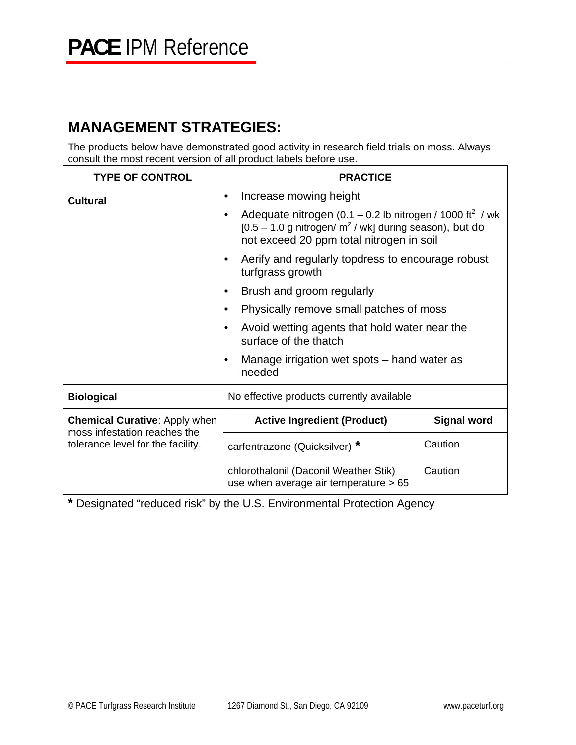## MANAGEMENT STRATEGIES:

The products below have demonstrated good activity in research field trials on moss. Always consult the most recent version of all product labels before use.

| TYPE OF CONTROL | PRACTICE | |
|---|---|---|
| **Cultural** | • Increase mowing height<br>• Adequate nitrogen (0.1 – 0.2 lb nitrogen / 1000 $ft^2$ / wk [0.5 – 1.0 g nitrogen/ $m^2$ / wk] during season), but do not exceed 20 ppm total nitrogen in soil<br>• Aerify and regularly topdress to encourage robust turfgrass growth<br>• Brush and groom regularly<br>• Physically remove small patches of moss<br>• Avoid wetting agents that hold water near the surface of the thatch<br>• Manage irrigation wet spots – hand water as needed | |
| **Biological** | No effective products currently available | |
| **Chemical Curative**: Apply when moss infestation reaches the tolerance level for the facility. | **Active Ingredient (Product)** | **Signal word** |
| | carfentrazone (Quicksilver) * | Caution |
| | chlorothalonil (Daconil Weather Stik) use when average air temperature > 65 | Caution |

* Designated "reduced risk" by the U.S. Environmental Protection Agency